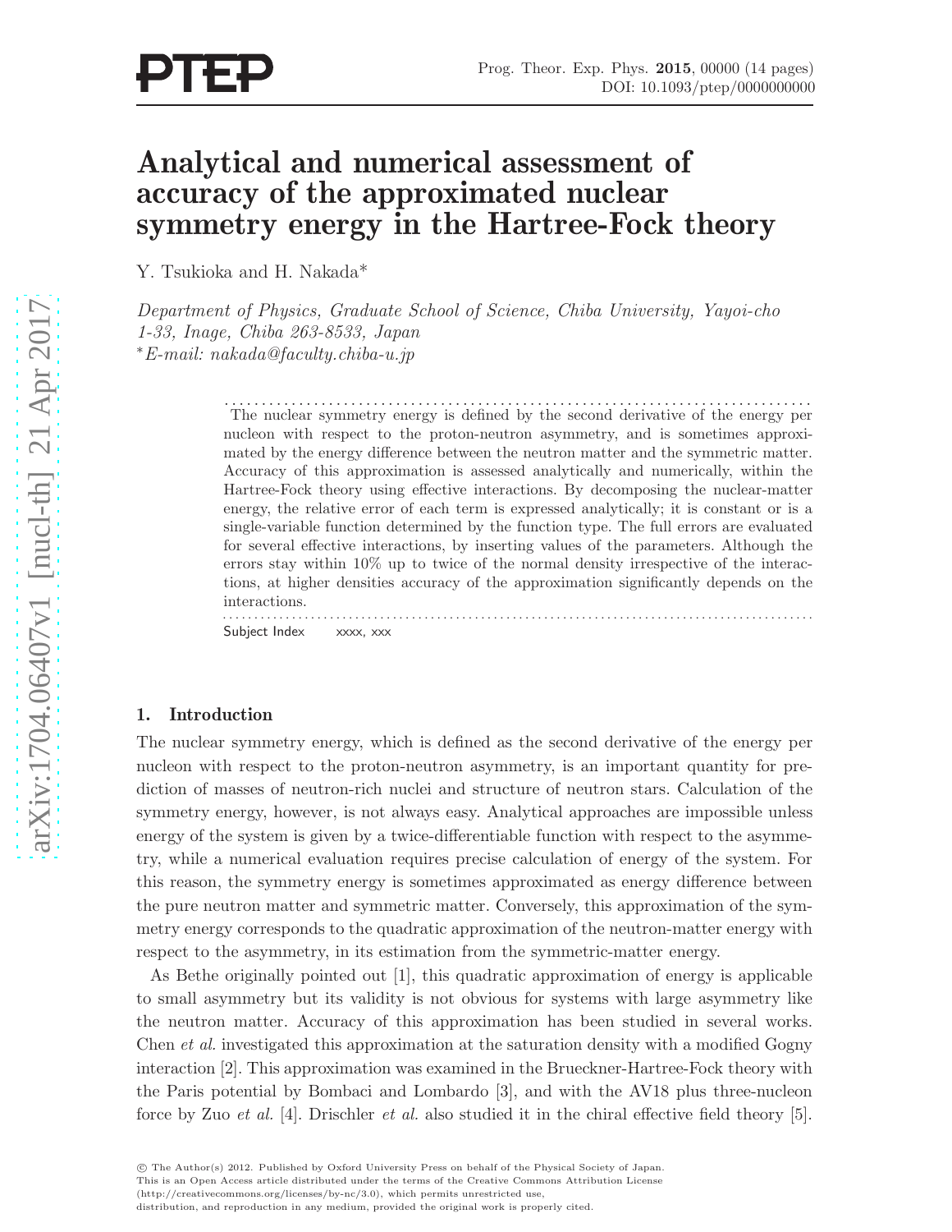# Analytical and numerical assessment of accuracy of the approximated nuclear symmetry energy in the Hartree-Fock theory

Y. Tsukioka and H. Nakada*

*Department of Physics, Graduate School of Science, Chiba University, Yayoi-cho 1-33, Inage, Chiba 263-8533, Japan*
*\*E-mail: nakada@faculty.chiba-u.jp*

The nuclear symmetry energy is defined by the second derivative of the energy per nucleon with respect to the proton-neutron asymmetry, and is sometimes approximated by the energy difference between the neutron matter and the symmetric matter. Accuracy of this approximation is assessed analytically and numerically, within the Hartree-Fock theory using effective interactions. By decomposing the nuclear-matter energy, the relative error of each term is expressed analytically; it is constant or is a single-variable function determined by the function type. The full errors are evaluated for several effective interactions, by inserting values of the parameters. Although the errors stay within 10% up to twice of the normal density irrespective of the interactions, at higher densities accuracy of the approximation significantly depends on the interactions.

Subject Index xxxx, xxx

## 1. Introduction

The nuclear symmetry energy, which is defined as the second derivative of the energy per nucleon with respect to the proton-neutron asymmetry, is an important quantity for prediction of masses of neutron-rich nuclei and structure of neutron stars. Calculation of the symmetry energy, however, is not always easy. Analytical approaches are impossible unless energy of the system is given by a twice-differentiable function with respect to the asymmetry, while a numerical evaluation requires precise calculation of energy of the system. For this reason, the symmetry energy is sometimes approximated as energy difference between the pure neutron matter and symmetric matter. Conversely, this approximation of the symmetry energy corresponds to the quadratic approximation of the neutron-matter energy with respect to the asymmetry, in its estimation from the symmetric-matter energy.

As Bethe originally pointed out [1], this quadratic approximation of energy is applicable to small asymmetry but its validity is not obvious for systems with large asymmetry like the neutron matter. Accuracy of this approximation has been studied in several works. Chen *et al.* investigated this approximation at the saturation density with a modified Gogny interaction [2]. This approximation was examined in the Brueckner-Hartree-Fock theory with the Paris potential by Bombaci and Lombardo [3], and with the AV18 plus three-nucleon force by Zuo *et al.* [4]. Drischler *et al.* also studied it in the chiral effective field theory [5].

© The Author(s) 2012. Published by Oxford University Press on behalf of the Physical Society of Japan. This is an Open Access article distributed under the terms of the Creative Commons Attribution License (http://creativecommons.org/licenses/by-nc/3.0), which permits unrestricted use, distribution, and reproduction in any medium, provided the original work is properly cited.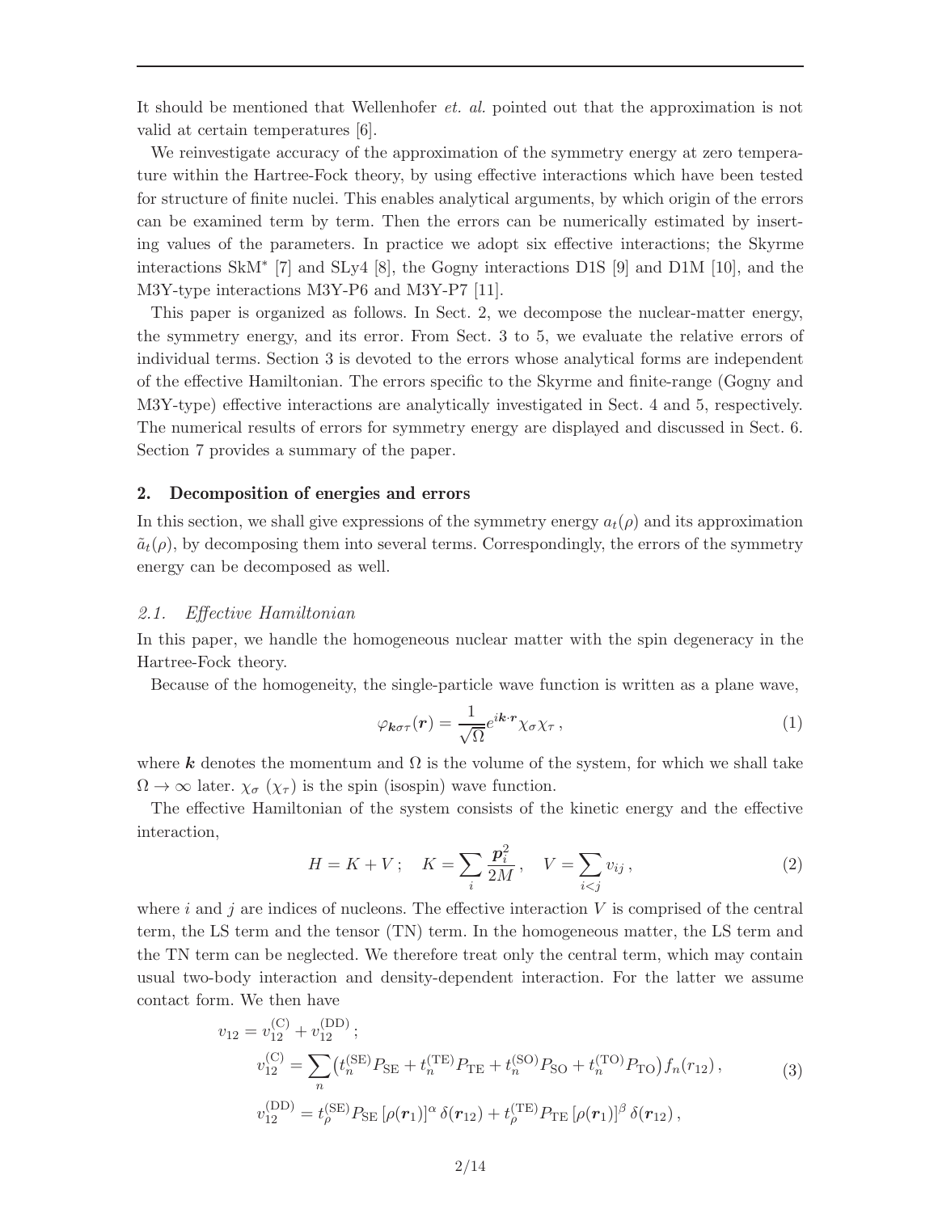It should be mentioned that Wellenhofer *et. al.* pointed out that the approximation is not valid at certain temperatures [6].

We reinvestigate accuracy of the approximation of the symmetry energy at zero temperature within the Hartree-Fock theory, by using effective interactions which have been tested for structure of finite nuclei. This enables analytical arguments, by which origin of the errors can be examined term by term. Then the errors can be numerically estimated by inserting values of the parameters. In practice we adopt six effective interactions; the Skyrme interactions SkM* [7] and SLy4 [8], the Gogny interactions D1S [9] and D1M [10], and the M3Y-type interactions M3Y-P6 and M3Y-P7 [11].

This paper is organized as follows. In Sect. 2, we decompose the nuclear-matter energy, the symmetry energy, and its error. From Sect. 3 to 5, we evaluate the relative errors of individual terms. Section 3 is devoted to the errors whose analytical forms are independent of the effective Hamiltonian. The errors specific to the Skyrme and finite-range (Gogny and M3Y-type) effective interactions are analytically investigated in Sect. 4 and 5, respectively. The numerical results of errors for symmetry energy are displayed and discussed in Sect. 6. Section 7 provides a summary of the paper.

## 2. Decomposition of energies and errors

In this section, we shall give expressions of the symmetry energy $a_t(\rho)$ and its approximation $\tilde{a}_t(\rho)$, by decomposing them into several terms. Correspondingly, the errors of the symmetry energy can be decomposed as well.

### *2.1. Effective Hamiltonian*

In this paper, we handle the homogeneous nuclear matter with the spin degeneracy in the Hartree-Fock theory.

Because of the homogeneity, the single-particle wave function is written as a plane wave,

$$\varphi_{\boldsymbol{k}\sigma\tau}(\boldsymbol{r}) = \frac{1}{\sqrt{\Omega}} e^{i\boldsymbol{k}\cdot\boldsymbol{r}} \chi_\sigma \chi_\tau \,, \tag{1}$$

where $\boldsymbol{k}$ denotes the momentum and $\Omega$ is the volume of the system, for which we shall take $\Omega \to \infty$ later. $\chi_\sigma$ ($\chi_\tau$) is the spin (isospin) wave function.

The effective Hamiltonian of the system consists of the kinetic energy and the effective interaction,

$$H = K + V \,; \quad K = \sum_i \frac{\boldsymbol{p}_i^2}{2M} \,, \quad V = \sum_{i<j} v_{ij} \,, \tag{2}$$

where $i$ and $j$ are indices of nucleons. The effective interaction $V$ is comprised of the central term, the LS term and the tensor (TN) term. In the homogeneous matter, the LS term and the TN term can be neglected. We therefore treat only the central term, which may contain usual two-body interaction and density-dependent interaction. For the latter we assume contact form. We then have

$$\begin{aligned} v_{12} &= v_{12}^{(\mathrm{C})} + v_{12}^{(\mathrm{DD})} \,; \\ v_{12}^{(\mathrm{C})} &= \sum_n \big( t_n^{(\mathrm{SE})} P_{\mathrm{SE}} + t_n^{(\mathrm{TE})} P_{\mathrm{TE}} + t_n^{(\mathrm{SO})} P_{\mathrm{SO}} + t_n^{(\mathrm{TO})} P_{\mathrm{TO}} \big) f_n(r_{12}) \,, \\ v_{12}^{(\mathrm{DD})} &= t_\rho^{(\mathrm{SE})} P_{\mathrm{SE}} \,[\rho(\boldsymbol{r}_1)]^\alpha \, \delta(\boldsymbol{r}_{12}) + t_\rho^{(\mathrm{TE})} P_{\mathrm{TE}} \,[\rho(\boldsymbol{r}_1)]^\beta \, \delta(\boldsymbol{r}_{12}) \,, \end{aligned} \tag{3}$$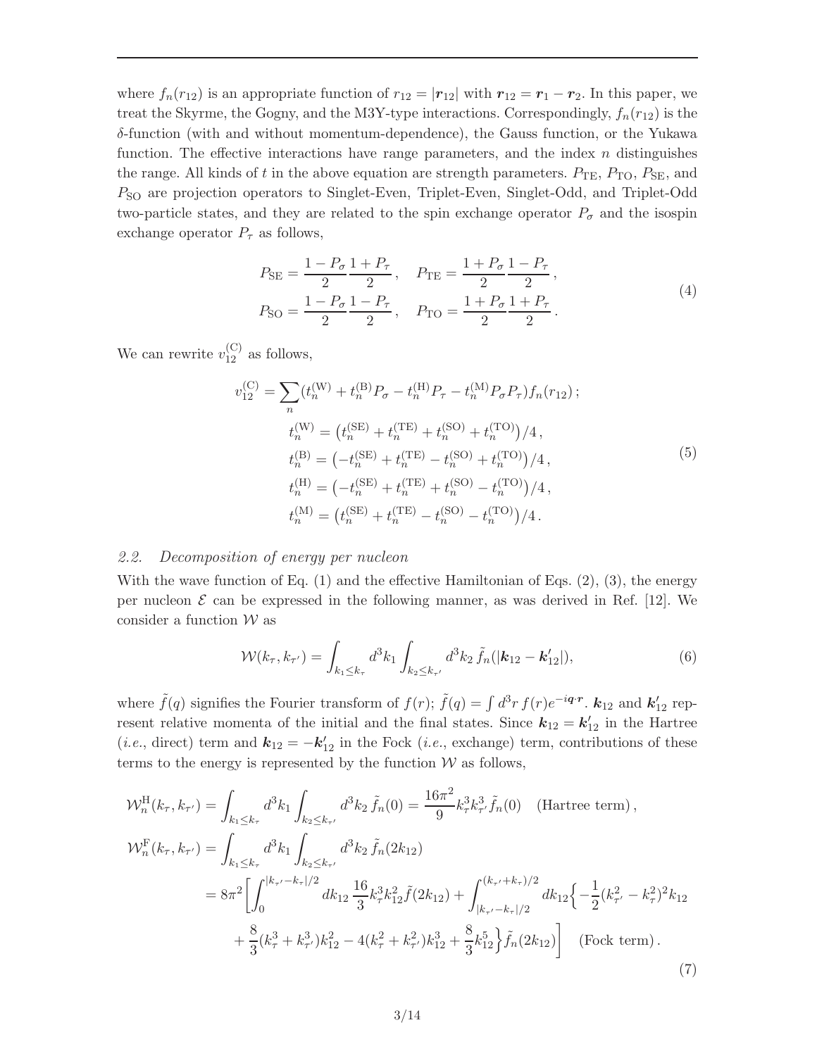where $f_n(r_{12})$ is an appropriate function of $r_{12} = |\boldsymbol{r}_{12}|$ with $\boldsymbol{r}_{12} = \boldsymbol{r}_1 - \boldsymbol{r}_2$. In this paper, we treat the Skyrme, the Gogny, and the M3Y-type interactions. Correspondingly, $f_n(r_{12})$ is the $\delta$-function (with and without momentum-dependence), the Gauss function, or the Yukawa function. The effective interactions have range parameters, and the index $n$ distinguishes the range. All kinds of $t$ in the above equation are strength parameters. $P_{\rm TE}$, $P_{\rm TO}$, $P_{\rm SE}$, and $P_{\rm SO}$ are projection operators to Singlet-Even, Triplet-Even, Singlet-Odd, and Triplet-Odd two-particle states, and they are related to the spin exchange operator $P_\sigma$ and the isospin exchange operator $P_\tau$ as follows,

$$
\begin{aligned}
P_{\rm SE} &= \frac{1-P_\sigma}{2}\frac{1+P_\tau}{2}\,, \quad P_{\rm TE} = \frac{1+P_\sigma}{2}\frac{1-P_\tau}{2}\,,\\
P_{\rm SO} &= \frac{1-P_\sigma}{2}\frac{1-P_\tau}{2}\,, \quad P_{\rm TO} = \frac{1+P_\sigma}{2}\frac{1+P_\tau}{2}\,.
\end{aligned} \tag{4}
$$

We can rewrite $v_{12}^{\rm (C)}$ as follows,

$$
\begin{aligned}
v_{12}^{\rm (C)} = \sum_n & (t_n^{\rm (W)} + t_n^{\rm (B)} P_\sigma - t_n^{\rm (H)} P_\tau - t_n^{\rm (M)} P_\sigma P_\tau) f_n(r_{12})\,;\\
& t_n^{\rm (W)} = \big(t_n^{\rm (SE)} + t_n^{\rm (TE)} + t_n^{\rm (SO)} + t_n^{\rm (TO)}\big)/4\,,\\
& t_n^{\rm (B)} = \big(-t_n^{\rm (SE)} + t_n^{\rm (TE)} - t_n^{\rm (SO)} + t_n^{\rm (TO)}\big)/4\,,\\
& t_n^{\rm (H)} = \big(-t_n^{\rm (SE)} + t_n^{\rm (TE)} + t_n^{\rm (SO)} - t_n^{\rm (TO)}\big)/4\,,\\
& t_n^{\rm (M)} = \big(t_n^{\rm (SE)} + t_n^{\rm (TE)} - t_n^{\rm (SO)} - t_n^{\rm (TO)}\big)/4\,.
\end{aligned} \tag{5}
$$

### *2.2. Decomposition of energy per nucleon*

With the wave function of Eq. (1) and the effective Hamiltonian of Eqs. (2), (3), the energy per nucleon $\mathcal{E}$ can be expressed in the following manner, as was derived in Ref. [12]. We consider a function $\mathcal{W}$ as

$$
\mathcal{W}(k_\tau, k_{\tau'}) = \int_{k_1 \le k_\tau} d^3k_1 \int_{k_2 \le k_{\tau'}} d^3k_2\, \tilde{f}_n(|\boldsymbol{k}_{12} - \boldsymbol{k}'_{12}|), \tag{6}
$$

where $\tilde{f}(q)$ signifies the Fourier transform of $f(r)$; $\tilde{f}(q) = \int d^3r\, f(r) e^{-i\boldsymbol{q}\cdot\boldsymbol{r}}$. $\boldsymbol{k}_{12}$ and $\boldsymbol{k}'_{12}$ represent relative momenta of the initial and the final states. Since $\boldsymbol{k}_{12} = \boldsymbol{k}'_{12}$ in the Hartree (*i.e.*, direct) term and $\boldsymbol{k}_{12} = -\boldsymbol{k}'_{12}$ in the Fock (*i.e.*, exchange) term, contributions of these terms to the energy is represented by the function $\mathcal{W}$ as follows,

$$
\begin{aligned}
\mathcal{W}_n^{\rm H}(k_\tau, k_{\tau'}) &= \int_{k_1 \le k_\tau} d^3k_1 \int_{k_2 \le k_{\tau'}} d^3k_2\, \tilde{f}_n(0) = \frac{16\pi^2}{9} k_\tau^3 k_{\tau'}^3 \tilde{f}_n(0) \quad \text{(Hartree term)}\,,\\
\mathcal{W}_n^{\rm F}(k_\tau, k_{\tau'}) &= \int_{k_1 \le k_\tau} d^3k_1 \int_{k_2 \le k_{\tau'}} d^3k_2\, \tilde{f}_n(2k_{12})\\
&= 8\pi^2 \bigg[ \int_0^{|k_{\tau'} - k_\tau|/2} dk_{12}\, \frac{16}{3} k_\tau^3 k_{12}^2 \tilde{f}(2k_{12}) + \int_{|k_{\tau'} - k_\tau|/2}^{(k_{\tau'} + k_\tau)/2} dk_{12} \Big\{ -\frac{1}{2}(k_{\tau'}^2 - k_\tau^2)^2 k_{12}\\
&\quad + \frac{8}{3}(k_\tau^3 + k_{\tau'}^3) k_{12}^2 - 4(k_\tau^2 + k_{\tau'}^2) k_{12}^3 + \frac{8}{3} k_{12}^5 \Big\} \tilde{f}_n(2k_{12}) \bigg] \quad \text{(Fock term)}\,.
\end{aligned} \tag{7}
$$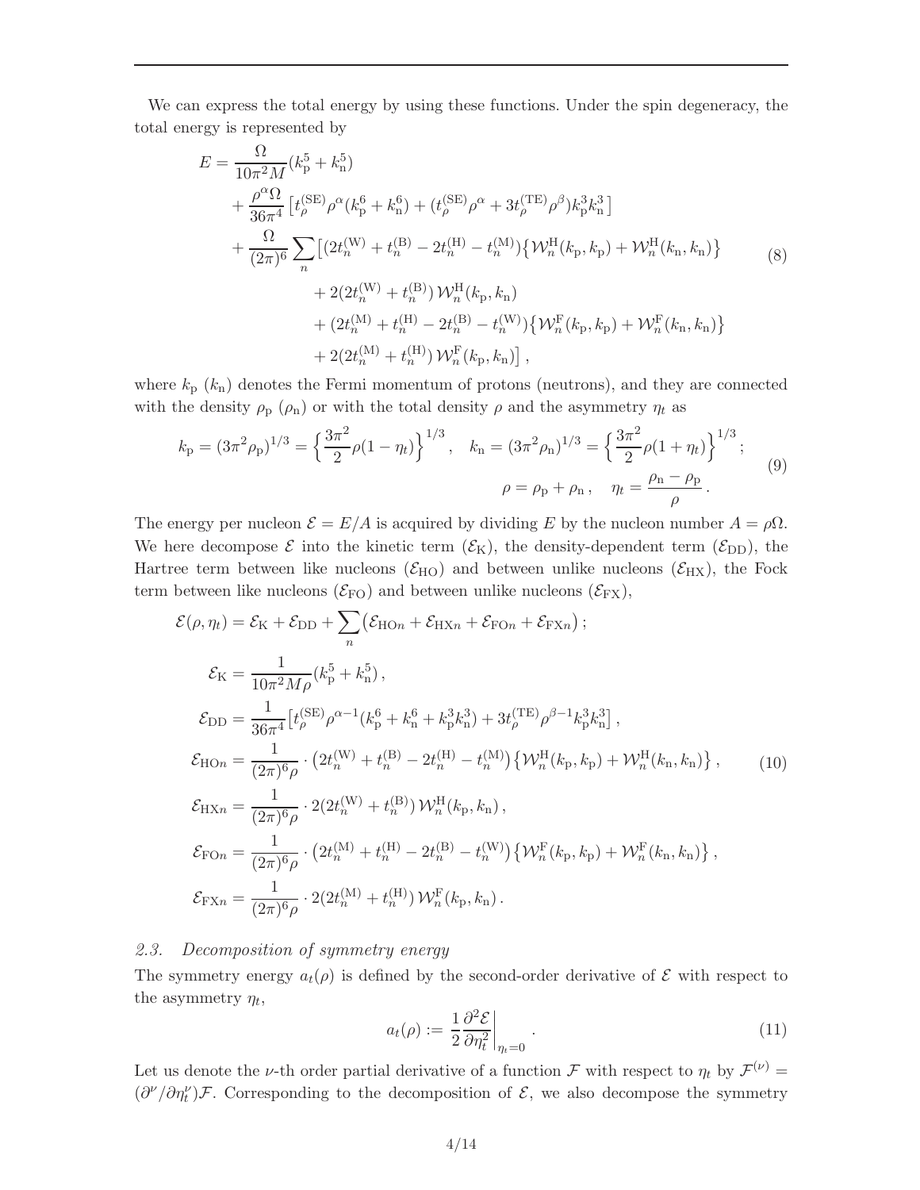We can express the total energy by using these functions. Under the spin degeneracy, the total energy is represented by

$$
\begin{aligned}
E = &\frac{\Omega}{10\pi^2 M}(k_\mathrm{p}^5 + k_\mathrm{n}^5) \\
&+ \frac{\rho^\alpha \Omega}{36\pi^4}\left[t_\rho^{(\mathrm{SE})}\rho^\alpha(k_\mathrm{p}^6 + k_\mathrm{n}^6) + (t_\rho^{(\mathrm{SE})}\rho^\alpha + 3t_\rho^{(\mathrm{TE})}\rho^\beta)k_\mathrm{p}^3 k_\mathrm{n}^3\right] \\
&+ \frac{\Omega}{(2\pi)^6}\sum_n \big[(2t_n^{(\mathrm{W})} + t_n^{(\mathrm{B})} - 2t_n^{(\mathrm{H})} - t_n^{(\mathrm{M})})\{\mathcal{W}_n^\mathrm{H}(k_\mathrm{p}, k_\mathrm{p}) + \mathcal{W}_n^\mathrm{H}(k_\mathrm{n}, k_\mathrm{n})\} \\
&\qquad + 2(2t_n^{(\mathrm{W})} + t_n^{(\mathrm{B})})\,\mathcal{W}_n^\mathrm{H}(k_\mathrm{p}, k_\mathrm{n}) \\
&\qquad + (2t_n^{(\mathrm{M})} + t_n^{(\mathrm{H})} - 2t_n^{(\mathrm{B})} - t_n^{(\mathrm{W})})\{\mathcal{W}_n^\mathrm{F}(k_\mathrm{p}, k_\mathrm{p}) + \mathcal{W}_n^\mathrm{F}(k_\mathrm{n}, k_\mathrm{n})\} \\
&\qquad + 2(2t_n^{(\mathrm{M})} + t_n^{(\mathrm{H})})\,\mathcal{W}_n^\mathrm{F}(k_\mathrm{p}, k_\mathrm{n})\big]\,,
\end{aligned}
\tag{8}
$$

where $k_\mathrm{p}$ ($k_\mathrm{n}$) denotes the Fermi momentum of protons (neutrons), and they are connected with the density $\rho_\mathrm{p}$ ($\rho_\mathrm{n}$) or with the total density $\rho$ and the asymmetry $\eta_t$ as

$$
\begin{aligned}
k_\mathrm{p} = (3\pi^2\rho_\mathrm{p})^{1/3} = \left\{\frac{3\pi^2}{2}\rho(1-\eta_t)\right\}^{1/3}, \quad k_\mathrm{n} = (3\pi^2\rho_\mathrm{n})^{1/3} = \left\{\frac{3\pi^2}{2}\rho(1+\eta_t)\right\}^{1/3}; \\
\rho = \rho_\mathrm{p} + \rho_\mathrm{n}\,, \quad \eta_t = \frac{\rho_\mathrm{n} - \rho_\mathrm{p}}{\rho}\,.
\end{aligned}
\tag{9}
$$

The energy per nucleon $\mathcal{E} = E/A$ is acquired by dividing $E$ by the nucleon number $A = \rho\Omega$. We here decompose $\mathcal{E}$ into the kinetic term ($\mathcal{E}_\mathrm{K}$), the density-dependent term ($\mathcal{E}_\mathrm{DD}$), the Hartree term between like nucleons ($\mathcal{E}_\mathrm{HO}$) and between unlike nucleons ($\mathcal{E}_\mathrm{HX}$), the Fock term between like nucleons ($\mathcal{E}_\mathrm{FO}$) and between unlike nucleons ($\mathcal{E}_\mathrm{FX}$),

$$
\begin{aligned}
\mathcal{E}(\rho, \eta_t) &= \mathcal{E}_\mathrm{K} + \mathcal{E}_\mathrm{DD} + \sum_n \big(\mathcal{E}_{\mathrm{HO}n} + \mathcal{E}_{\mathrm{HX}n} + \mathcal{E}_{\mathrm{FO}n} + \mathcal{E}_{\mathrm{FX}n}\big)\,; \\
\mathcal{E}_\mathrm{K} &= \frac{1}{10\pi^2 M\rho}(k_\mathrm{p}^5 + k_\mathrm{n}^5)\,, \\
\mathcal{E}_\mathrm{DD} &= \frac{1}{36\pi^4}\big[t_\rho^{(\mathrm{SE})}\rho^{\alpha-1}(k_\mathrm{p}^6 + k_\mathrm{n}^6 + k_\mathrm{p}^3 k_\mathrm{n}^3) + 3t_\rho^{(\mathrm{TE})}\rho^{\beta-1}k_\mathrm{p}^3 k_\mathrm{n}^3\big]\,, \\
\mathcal{E}_{\mathrm{HO}n} &= \frac{1}{(2\pi)^6\rho}\cdot\big(2t_n^{(\mathrm{W})} + t_n^{(\mathrm{B})} - 2t_n^{(\mathrm{H})} - t_n^{(\mathrm{M})}\big)\{\mathcal{W}_n^\mathrm{H}(k_\mathrm{p}, k_\mathrm{p}) + \mathcal{W}_n^\mathrm{H}(k_\mathrm{n}, k_\mathrm{n})\}\,, \\
\mathcal{E}_{\mathrm{HX}n} &= \frac{1}{(2\pi)^6\rho}\cdot 2(2t_n^{(\mathrm{W})} + t_n^{(\mathrm{B})})\,\mathcal{W}_n^\mathrm{H}(k_\mathrm{p}, k_\mathrm{n})\,, \\
\mathcal{E}_{\mathrm{FO}n} &= \frac{1}{(2\pi)^6\rho}\cdot\big(2t_n^{(\mathrm{M})} + t_n^{(\mathrm{H})} - 2t_n^{(\mathrm{B})} - t_n^{(\mathrm{W})}\big)\{\mathcal{W}_n^\mathrm{F}(k_\mathrm{p}, k_\mathrm{p}) + \mathcal{W}_n^\mathrm{F}(k_\mathrm{n}, k_\mathrm{n})\}\,, \\
\mathcal{E}_{\mathrm{FX}n} &= \frac{1}{(2\pi)^6\rho}\cdot 2(2t_n^{(\mathrm{M})} + t_n^{(\mathrm{H})})\,\mathcal{W}_n^\mathrm{F}(k_\mathrm{p}, k_\mathrm{n})\,.
\end{aligned}
\tag{10}
$$

### *2.3. Decomposition of symmetry energy*

The symmetry energy $a_t(\rho)$ is defined by the second-order derivative of $\mathcal{E}$ with respect to the asymmetry $\eta_t$,

$$
a_t(\rho) := \frac{1}{2}\frac{\partial^2 \mathcal{E}}{\partial \eta_t^2}\bigg|_{\eta_t = 0}\,.
\tag{11}
$$

Let us denote the $\nu$-th order partial derivative of a function $\mathcal{F}$ with respect to $\eta_t$ by $\mathcal{F}^{(\nu)} = (\partial^\nu/\partial\eta_t^\nu)\mathcal{F}$. Corresponding to the decomposition of $\mathcal{E}$, we also decompose the symmetry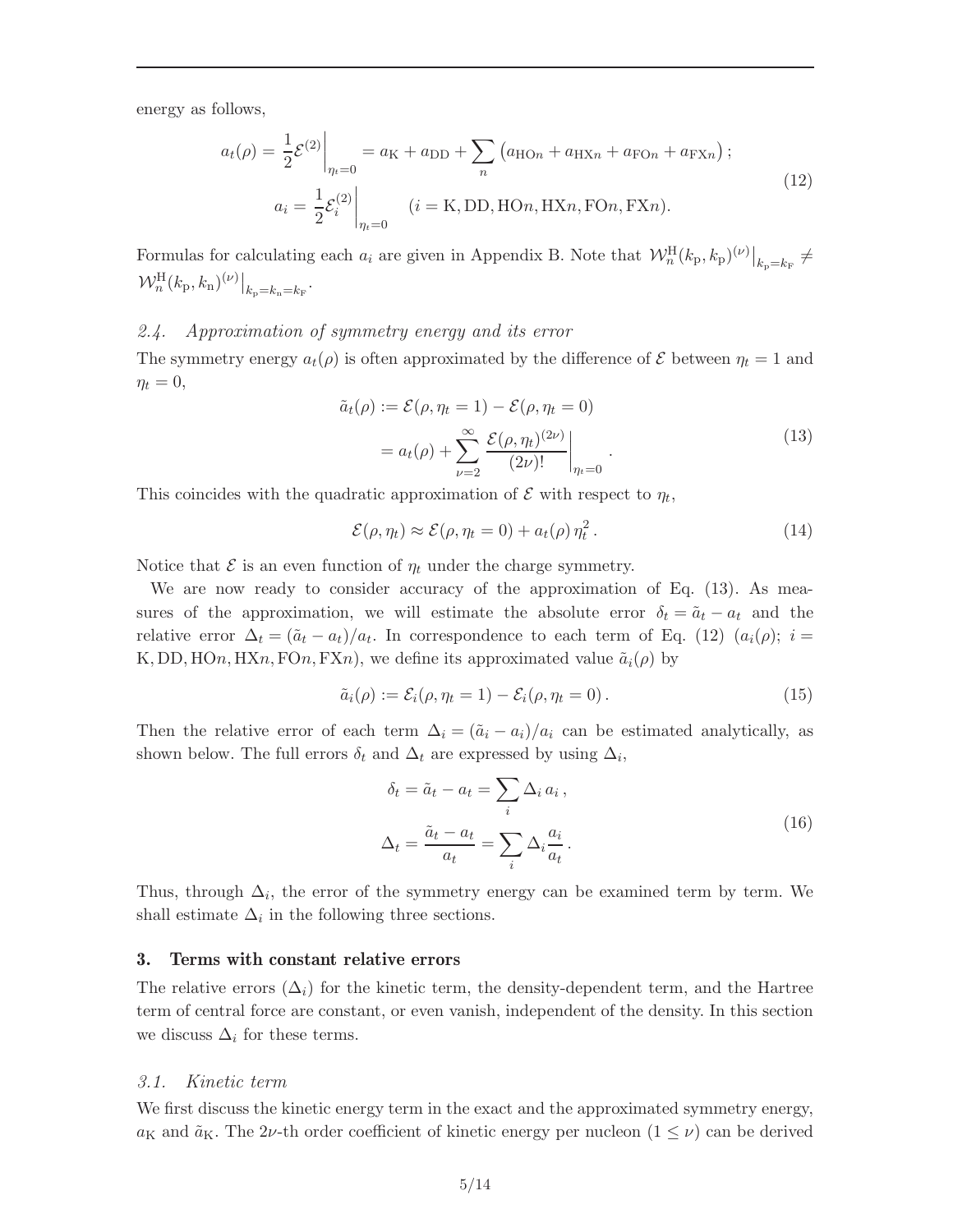energy as follows,

$$
\begin{aligned}
a_t(\rho) = \frac{1}{2}\mathcal{E}^{(2)}\bigg|_{\eta_t=0} &= a_{\rm K} + a_{\rm DD} + \sum_n \left(a_{{\rm HO}n} + a_{{\rm HX}n} + a_{{\rm FO}n} + a_{{\rm FX}n}\right); \\
a_i = \frac{1}{2}\mathcal{E}_i^{(2)}\bigg|_{\eta_t=0} & \quad (i = {\rm K}, {\rm DD}, {\rm HO}n, {\rm HX}n, {\rm FO}n, {\rm FX}n).
\end{aligned}
\tag{12}
$$

Formulas for calculating each $a_i$ are given in Appendix B. Note that $\mathcal{W}_n^{\rm H}(k_{\rm p}, k_{\rm p})^{(\nu)}\big|_{k_{\rm p}=k_{\rm F}} \neq \mathcal{W}_n^{\rm H}(k_{\rm p}, k_{\rm n})^{(\nu)}\big|_{k_{\rm p}=k_{\rm n}=k_{\rm F}}$.

### *2.4. Approximation of symmetry energy and its error*

The symmetry energy $a_t(\rho)$ is often approximated by the difference of $\mathcal{E}$ between $\eta_t = 1$ and $\eta_t = 0$,

$$
\begin{aligned}
\tilde{a}_t(\rho) &:= \mathcal{E}(\rho, \eta_t = 1) - \mathcal{E}(\rho, \eta_t = 0) \\
&= a_t(\rho) + \sum_{\nu=2}^{\infty} \frac{\mathcal{E}(\rho, \eta_t)^{(2\nu)}}{(2\nu)!}\bigg|_{\eta_t=0}.
\end{aligned}
\tag{13}
$$

This coincides with the quadratic approximation of $\mathcal{E}$ with respect to $\eta_t$,

$$
\mathcal{E}(\rho, \eta_t) \approx \mathcal{E}(\rho, \eta_t = 0) + a_t(\rho)\,\eta_t^2\,. \tag{14}
$$

Notice that $\mathcal{E}$ is an even function of $\eta_t$ under the charge symmetry.

We are now ready to consider accuracy of the approximation of Eq. (13). As measures of the approximation, we will estimate the absolute error $\delta_t = \tilde{a}_t - a_t$ and the relative error $\Delta_t = (\tilde{a}_t - a_t)/a_t$. In correspondence to each term of Eq. (12) ($a_i(\rho)$; $i = {\rm K}, {\rm DD}, {\rm HO}n, {\rm HX}n, {\rm FO}n, {\rm FX}n$), we define its approximated value $\tilde{a}_i(\rho)$ by

$$
\tilde{a}_i(\rho) := \mathcal{E}_i(\rho, \eta_t = 1) - \mathcal{E}_i(\rho, \eta_t = 0)\,. \tag{15}
$$

Then the relative error of each term $\Delta_i = (\tilde{a}_i - a_i)/a_i$ can be estimated analytically, as shown below. The full errors $\delta_t$ and $\Delta_t$ are expressed by using $\Delta_i$,

$$
\begin{aligned}
\delta_t &= \tilde{a}_t - a_t = \sum_i \Delta_i\, a_i\,, \\
\Delta_t &= \frac{\tilde{a}_t - a_t}{a_t} = \sum_i \Delta_i \frac{a_i}{a_t}\,.
\end{aligned}
\tag{16}
$$

Thus, through $\Delta_i$, the error of the symmetry energy can be examined term by term. We shall estimate $\Delta_i$ in the following three sections.

## 3. Terms with constant relative errors

The relative errors ($\Delta_i$) for the kinetic term, the density-dependent term, and the Hartree term of central force are constant, or even vanish, independent of the density. In this section we discuss $\Delta_i$ for these terms.

### *3.1. Kinetic term*

We first discuss the kinetic energy term in the exact and the approximated symmetry energy, $a_{\rm K}$ and $\tilde{a}_{\rm K}$. The $2\nu$-th order coefficient of kinetic energy per nucleon ($1 \leq \nu$) can be derived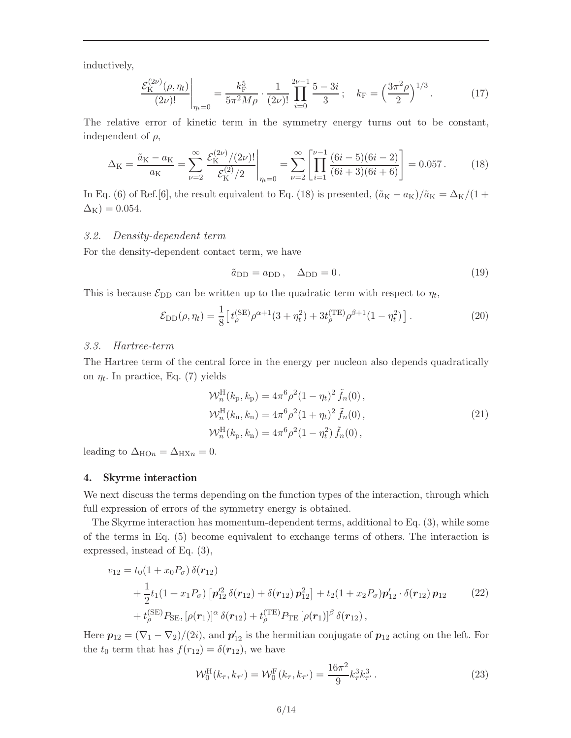inductively,

$$
\left.\frac{\mathcal{E}_{\mathrm{K}}^{(2\nu)}(\rho,\eta_t)}{(2\nu)!}\right|_{\eta_t=0} = \frac{k_{\mathrm{F}}^5}{5\pi^2 M\rho}\cdot\frac{1}{(2\nu)!}\prod_{i=0}^{2\nu-1}\frac{5-3i}{3}\,;\quad k_{\mathrm{F}} = \Big(\frac{3\pi^2\rho}{2}\Big)^{1/3}. \tag{17}
$$

The relative error of kinetic term in the symmetry energy turns out to be constant, independent of $\rho$,

$$
\Delta_{\mathrm{K}} = \frac{\tilde{a}_{\mathrm{K}} - a_{\mathrm{K}}}{a_{\mathrm{K}}} = \sum_{\nu=2}^{\infty}\left.\frac{\mathcal{E}_{\mathrm{K}}^{(2\nu)}/(2\nu)!}{\mathcal{E}_{\mathrm{K}}^{(2)}/2}\right|_{\eta_t=0} = \sum_{\nu=2}^{\infty}\left[\prod_{i=1}^{\nu-1}\frac{(6i-5)(6i-2)}{(6i+3)(6i+6)}\right] = 0.057\,. \tag{18}
$$

In Eq. (6) of Ref.[6], the result equivalent to Eq. (18) is presented, $(\tilde{a}_{\mathrm{K}} - a_{\mathrm{K}})/\tilde{a}_{\mathrm{K}} = \Delta_{\mathrm{K}}/(1+\Delta_{\mathrm{K}}) = 0.054$.

### 3.2. Density-dependent term

For the density-dependent contact term, we have

$$
\tilde{a}_{\mathrm{DD}} = a_{\mathrm{DD}}\,,\quad \Delta_{\mathrm{DD}} = 0\,. \tag{19}
$$

This is because $\mathcal{E}_{\mathrm{DD}}$ can be written up to the quadratic term with respect to $\eta_t$,

$$
\mathcal{E}_{\mathrm{DD}}(\rho,\eta_t) = \frac{1}{8}\big[\,t_\rho^{(\mathrm{SE})}\rho^{\alpha+1}(3+\eta_t^2) + 3t_\rho^{(\mathrm{TE})}\rho^{\beta+1}(1-\eta_t^2)\,\big]\,. \tag{20}
$$

### 3.3. Hartree-term

The Hartree term of the central force in the energy per nucleon also depends quadratically on $\eta_t$. In practice, Eq. (7) yields

$$
\begin{aligned}
\mathcal{W}_n^{\mathrm{H}}(k_{\mathrm{p}},k_{\mathrm{p}}) &= 4\pi^6\rho^2(1-\eta_t)^2\,\tilde{f}_n(0)\,,\\
\mathcal{W}_n^{\mathrm{H}}(k_{\mathrm{n}},k_{\mathrm{n}}) &= 4\pi^6\rho^2(1+\eta_t)^2\,\tilde{f}_n(0)\,,\\
\mathcal{W}_n^{\mathrm{H}}(k_{\mathrm{p}},k_{\mathrm{n}}) &= 4\pi^6\rho^2(1-\eta_t^2)\,\tilde{f}_n(0)\,,
\end{aligned} \tag{21}
$$

leading to $\Delta_{\mathrm{HO}n} = \Delta_{\mathrm{HX}n} = 0$.

## 4. Skyrme interaction

We next discuss the terms depending on the function types of the interaction, through which full expression of errors of the symmetry energy is obtained.

The Skyrme interaction has momentum-dependent terms, additional to Eq. (3), while some of the terms in Eq. (5) become equivalent to exchange terms of others. The interaction is expressed, instead of Eq. (3),

$$
\begin{aligned}
v_{12} = {}& t_0(1+x_0P_\sigma)\,\delta(\boldsymbol{r}_{12})\\
&+ \frac{1}{2}t_1(1+x_1P_\sigma)\left[\boldsymbol{p}_{12}'^2\,\delta(\boldsymbol{r}_{12}) + \delta(\boldsymbol{r}_{12})\,\boldsymbol{p}_{12}^2\right] + t_2(1+x_2P_\sigma)\boldsymbol{p}_{12}'\cdot\delta(\boldsymbol{r}_{12})\,\boldsymbol{p}_{12}\\
&+ t_\rho^{(\mathrm{SE})}P_{\mathrm{SE}},[\rho(\boldsymbol{r}_1)]^\alpha\,\delta(\boldsymbol{r}_{12}) + t_\rho^{(\mathrm{TE})}P_{\mathrm{TE}}\,[\rho(\boldsymbol{r}_1)]^\beta\,\delta(\boldsymbol{r}_{12})\,,
\end{aligned} \tag{22}
$$

Here $\boldsymbol{p}_{12} = (\nabla_1 - \nabla_2)/(2i)$, and $\boldsymbol{p}_{12}'$ is the hermitian conjugate of $\boldsymbol{p}_{12}$ acting on the left. For the $t_0$ term that has $f(r_{12}) = \delta(\boldsymbol{r}_{12})$, we have

$$
\mathcal{W}_0^{\mathrm{H}}(k_\tau,k_{\tau'}) = \mathcal{W}_0^{\mathrm{F}}(k_\tau,k_{\tau'}) = \frac{16\pi^2}{9}k_\tau^3 k_{\tau'}^3\,. \tag{23}
$$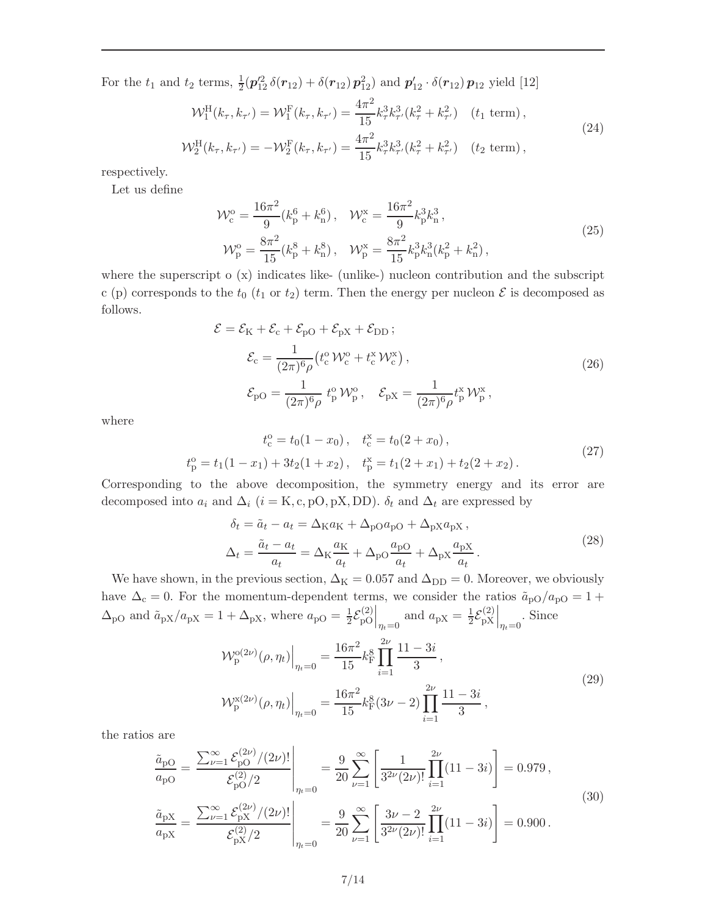For the $t_1$ and $t_2$ terms, $\frac{1}{2}(\boldsymbol{p}_{12}'^2\,\delta(\boldsymbol{r}_{12}) + \delta(\boldsymbol{r}_{12})\,\boldsymbol{p}_{12}^2)$ and $\boldsymbol{p}_{12}'\cdot\delta(\boldsymbol{r}_{12})\,\boldsymbol{p}_{12}$ yield [12]

$$
\begin{aligned}
\mathcal{W}_1^{\mathrm{H}}(k_\tau, k_{\tau'}) = \mathcal{W}_1^{\mathrm{F}}(k_\tau, k_{\tau'}) &= \frac{4\pi^2}{15} k_\tau^3 k_{\tau'}^3 (k_\tau^2 + k_{\tau'}^2) \quad (t_1 \text{ term})\,,\\
\mathcal{W}_2^{\mathrm{H}}(k_\tau, k_{\tau'}) = -\mathcal{W}_2^{\mathrm{F}}(k_\tau, k_{\tau'}) &= \frac{4\pi^2}{15} k_\tau^3 k_{\tau'}^3 (k_\tau^2 + k_{\tau'}^2) \quad (t_2 \text{ term})\,,
\end{aligned}
\tag{24}
$$

respectively.

Let us define

$$
\begin{aligned}
\mathcal{W}_{\mathrm{c}}^{\mathrm{o}} &= \frac{16\pi^2}{9}(k_{\mathrm{p}}^6 + k_{\mathrm{n}}^6)\,, \quad \mathcal{W}_{\mathrm{c}}^{\mathrm{x}} = \frac{16\pi^2}{9} k_{\mathrm{p}}^3 k_{\mathrm{n}}^3\,,\\
\mathcal{W}_{\mathrm{p}}^{\mathrm{o}} &= \frac{8\pi^2}{15}(k_{\mathrm{p}}^8 + k_{\mathrm{n}}^8)\,, \quad \mathcal{W}_{\mathrm{p}}^{\mathrm{x}} = \frac{8\pi^2}{15} k_{\mathrm{p}}^3 k_{\mathrm{n}}^3 (k_{\mathrm{p}}^2 + k_{\mathrm{n}}^2)\,,
\end{aligned}
\tag{25}
$$

where the superscript o (x) indicates like- (unlike-) nucleon contribution and the subscript c (p) corresponds to the $t_0$ ($t_1$ or $t_2$) term. Then the energy per nucleon $\mathcal{E}$ is decomposed as follows.

$$
\begin{aligned}
\mathcal{E} &= \mathcal{E}_{\mathrm{K}} + \mathcal{E}_{\mathrm{c}} + \mathcal{E}_{\mathrm{pO}} + \mathcal{E}_{\mathrm{pX}} + \mathcal{E}_{\mathrm{DD}}\,;\\
&\mathcal{E}_{\mathrm{c}} = \frac{1}{(2\pi)^6\rho}\big(t_{\mathrm{c}}^{\mathrm{o}}\,\mathcal{W}_{\mathrm{c}}^{\mathrm{o}} + t_{\mathrm{c}}^{\mathrm{x}}\,\mathcal{W}_{\mathrm{c}}^{\mathrm{x}}\big)\,,\\
&\mathcal{E}_{\mathrm{pO}} = \frac{1}{(2\pi)^6\rho}\ t_{\mathrm{p}}^{\mathrm{o}}\,\mathcal{W}_{\mathrm{p}}^{\mathrm{o}}\,, \quad \mathcal{E}_{\mathrm{pX}} = \frac{1}{(2\pi)^6\rho} t_{\mathrm{p}}^{\mathrm{x}}\,\mathcal{W}_{\mathrm{p}}^{\mathrm{x}}\,,
\end{aligned}
\tag{26}
$$

where

$$
\begin{aligned}
t_{\mathrm{c}}^{\mathrm{o}} &= t_0(1 - x_0)\,, \quad t_{\mathrm{c}}^{\mathrm{x}} = t_0(2 + x_0)\,,\\
t_{\mathrm{p}}^{\mathrm{o}} &= t_1(1 - x_1) + 3t_2(1 + x_2)\,, \quad t_{\mathrm{p}}^{\mathrm{x}} = t_1(2 + x_1) + t_2(2 + x_2)\,.
\end{aligned}
\tag{27}
$$

Corresponding to the above decomposition, the symmetry energy and its error are decomposed into $a_i$ and $\Delta_i$ ($i = \mathrm{K}, \mathrm{c}, \mathrm{pO}, \mathrm{pX}, \mathrm{DD}$). $\delta_t$ and $\Delta_t$ are expressed by

$$
\begin{aligned}
\delta_t &= \tilde{a}_t - a_t = \Delta_{\mathrm{K}} a_{\mathrm{K}} + \Delta_{\mathrm{pO}} a_{\mathrm{pO}} + \Delta_{\mathrm{pX}} a_{\mathrm{pX}}\,,\\
\Delta_t &= \frac{\tilde{a}_t - a_t}{a_t} = \Delta_{\mathrm{K}}\frac{a_{\mathrm{K}}}{a_t} + \Delta_{\mathrm{pO}}\frac{a_{\mathrm{pO}}}{a_t} + \Delta_{\mathrm{pX}}\frac{a_{\mathrm{pX}}}{a_t}\,.
\end{aligned}
\tag{28}
$$

We have shown, in the previous section, $\Delta_{\mathrm{K}} = 0.057$ and $\Delta_{\mathrm{DD}} = 0$. Moreover, we obviously have $\Delta_{\mathrm{c}} = 0$. For the momentum-dependent terms, we consider the ratios $\tilde{a}_{\mathrm{pO}}/a_{\mathrm{pO}} = 1 + \Delta_{\mathrm{pO}}$ and $\tilde{a}_{\mathrm{pX}}/a_{\mathrm{pX}} = 1 + \Delta_{\mathrm{pX}}$, where $a_{\mathrm{pO}} = \frac{1}{2}\mathcal{E}_{\mathrm{pO}}^{(2)}\Big|_{\eta_t=0}$ and $a_{\mathrm{pX}} = \frac{1}{2}\mathcal{E}_{\mathrm{pX}}^{(2)}\Big|_{\eta_t=0}$. Since

$$
\begin{aligned}
\mathcal{W}_{\mathrm{p}}^{\mathrm{o}(2\nu)}(\rho, \eta_t)\Big|_{\eta_t=0} &= \frac{16\pi^2}{15} k_{\mathrm{F}}^8 \prod_{i=1}^{2\nu} \frac{11 - 3i}{3}\,,\\
\mathcal{W}_{\mathrm{p}}^{\mathrm{x}(2\nu)}(\rho, \eta_t)\Big|_{\eta_t=0} &= \frac{16\pi^2}{15} k_{\mathrm{F}}^8 (3\nu - 2) \prod_{i=1}^{2\nu} \frac{11 - 3i}{3}\,,
\end{aligned}
\tag{29}
$$

the ratios are

$$
\begin{aligned}
\frac{\tilde{a}_{\mathrm{pO}}}{a_{\mathrm{pO}}} &= \frac{\sum_{\nu=1}^{\infty} \mathcal{E}_{\mathrm{pO}}^{(2\nu)}/(2\nu)!}{\mathcal{E}_{\mathrm{pO}}^{(2)}/2}\Bigg|_{\eta_t=0} = \frac{9}{20}\sum_{\nu=1}^{\infty}\left[\frac{1}{3^{2\nu}(2\nu)!}\prod_{i=1}^{2\nu}(11 - 3i)\right] = 0.979\,,\\
\frac{\tilde{a}_{\mathrm{pX}}}{a_{\mathrm{pX}}} &= \frac{\sum_{\nu=1}^{\infty} \mathcal{E}_{\mathrm{pX}}^{(2\nu)}/(2\nu)!}{\mathcal{E}_{\mathrm{pX}}^{(2)}/2}\Bigg|_{\eta_t=0} = \frac{9}{20}\sum_{\nu=1}^{\infty}\left[\frac{3\nu - 2}{3^{2\nu}(2\nu)!}\prod_{i=1}^{2\nu}(11 - 3i)\right] = 0.900\,.
\end{aligned}
\tag{30}
$$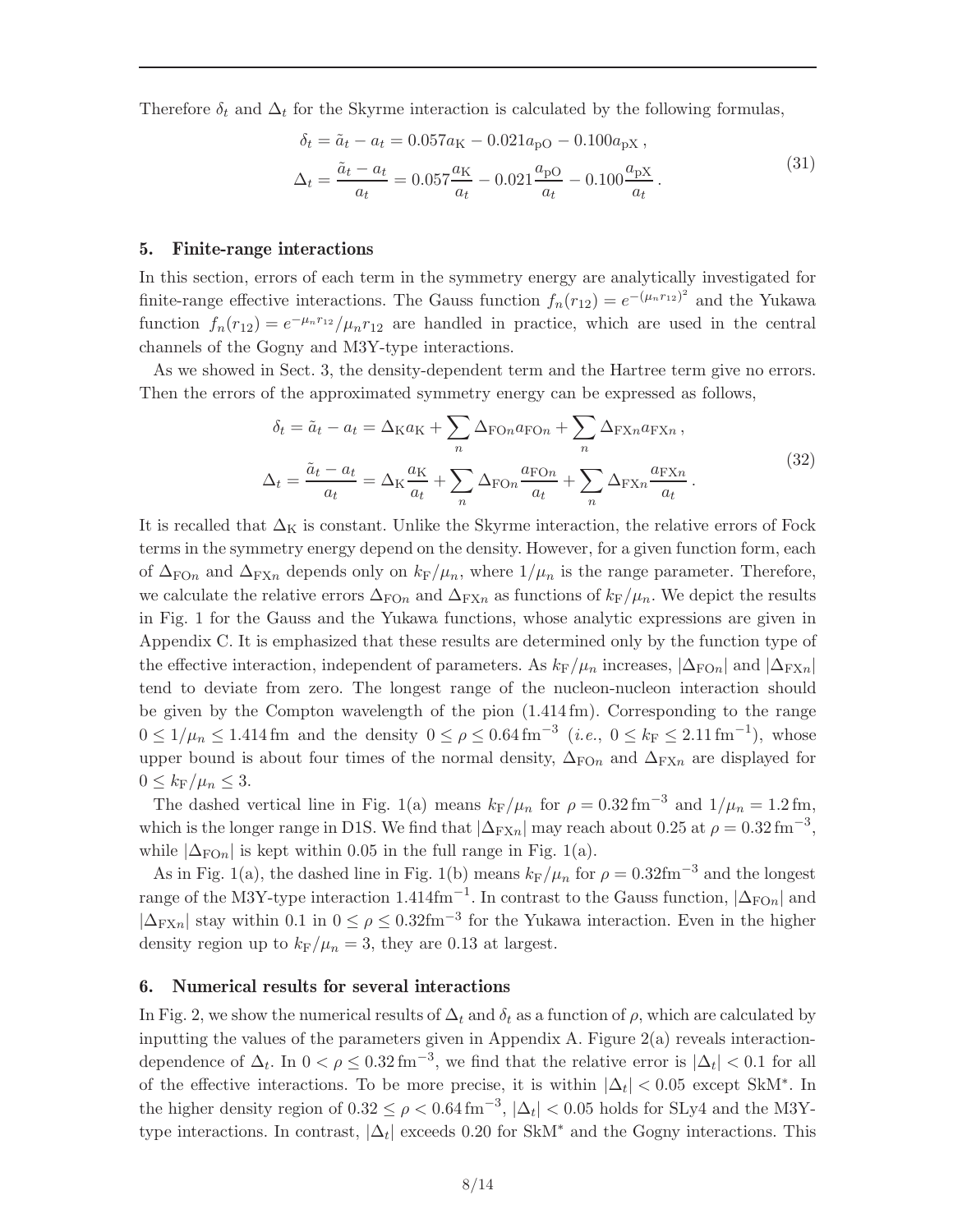Therefore $\delta_t$ and $\Delta_t$ for the Skyrme interaction is calculated by the following formulas,

$$
\begin{aligned}
\delta_t &= \tilde{a}_t - a_t = 0.057 a_{\mathrm{K}} - 0.021 a_{\mathrm{pO}} - 0.100 a_{\mathrm{pX}} \,, \\
\Delta_t &= \frac{\tilde{a}_t - a_t}{a_t} = 0.057 \frac{a_{\mathrm{K}}}{a_t} - 0.021 \frac{a_{\mathrm{pO}}}{a_t} - 0.100 \frac{a_{\mathrm{pX}}}{a_t} \,.
\end{aligned}
\tag{31}
$$

## 5. Finite-range interactions

In this section, errors of each term in the symmetry energy are analytically investigated for finite-range effective interactions. The Gauss function $f_n(r_{12}) = e^{-(\mu_n r_{12})^2}$ and the Yukawa function $f_n(r_{12}) = e^{-\mu_n r_{12}}/\mu_n r_{12}$ are handled in practice, which are used in the central channels of the Gogny and M3Y-type interactions.

As we showed in Sect. 3, the density-dependent term and the Hartree term give no errors. Then the errors of the approximated symmetry energy can be expressed as follows,

$$
\begin{aligned}
\delta_t &= \tilde{a}_t - a_t = \Delta_{\mathrm{K}} a_{\mathrm{K}} + \sum_n \Delta_{\mathrm{FO}n} a_{\mathrm{FO}n} + \sum_n \Delta_{\mathrm{FX}n} a_{\mathrm{FX}n} \,, \\
\Delta_t &= \frac{\tilde{a}_t - a_t}{a_t} = \Delta_{\mathrm{K}} \frac{a_{\mathrm{K}}}{a_t} + \sum_n \Delta_{\mathrm{FO}n} \frac{a_{\mathrm{FO}n}}{a_t} + \sum_n \Delta_{\mathrm{FX}n} \frac{a_{\mathrm{FX}n}}{a_t} \,.
\end{aligned}
\tag{32}
$$

It is recalled that $\Delta_{\mathrm{K}}$ is constant. Unlike the Skyrme interaction, the relative errors of Fock terms in the symmetry energy depend on the density. However, for a given function form, each of $\Delta_{\mathrm{FO}n}$ and $\Delta_{\mathrm{FX}n}$ depends only on $k_{\mathrm{F}}/\mu_n$, where $1/\mu_n$ is the range parameter. Therefore, we calculate the relative errors $\Delta_{\mathrm{FO}n}$ and $\Delta_{\mathrm{FX}n}$ as functions of $k_{\mathrm{F}}/\mu_n$. We depict the results in Fig. 1 for the Gauss and the Yukawa functions, whose analytic expressions are given in Appendix C. It is emphasized that these results are determined only by the function type of the effective interaction, independent of parameters. As $k_{\mathrm{F}}/\mu_n$ increases, $|\Delta_{\mathrm{FO}n}|$ and $|\Delta_{\mathrm{FX}n}|$ tend to deviate from zero. The longest range of the nucleon-nucleon interaction should be given by the Compton wavelength of the pion (1.414 fm). Corresponding to the range $0 \leq 1/\mu_n \leq 1.414\,\mathrm{fm}$ and the density $0 \leq \rho \leq 0.64\,\mathrm{fm}^{-3}$ (*i.e.*, $0 \leq k_{\mathrm{F}} \leq 2.11\,\mathrm{fm}^{-1}$), whose upper bound is about four times of the normal density, $\Delta_{\mathrm{FO}n}$ and $\Delta_{\mathrm{FX}n}$ are displayed for $0 \leq k_{\mathrm{F}}/\mu_n \leq 3$.

The dashed vertical line in Fig. 1(a) means $k_{\mathrm{F}}/\mu_n$ for $\rho = 0.32\,\mathrm{fm}^{-3}$ and $1/\mu_n = 1.2\,\mathrm{fm}$, which is the longer range in D1S. We find that $|\Delta_{\mathrm{FX}n}|$ may reach about 0.25 at $\rho = 0.32\,\mathrm{fm}^{-3}$, while $|\Delta_{\mathrm{FO}n}|$ is kept within 0.05 in the full range in Fig. 1(a).

As in Fig. 1(a), the dashed line in Fig. 1(b) means $k_{\mathrm{F}}/\mu_n$ for $\rho = 0.32\mathrm{fm}^{-3}$ and the longest range of the M3Y-type interaction $1.414\mathrm{fm}^{-1}$. In contrast to the Gauss function, $|\Delta_{\mathrm{FO}n}|$ and $|\Delta_{\mathrm{FX}n}|$ stay within 0.1 in $0 \leq \rho \leq 0.32\mathrm{fm}^{-3}$ for the Yukawa interaction. Even in the higher density region up to $k_{\mathrm{F}}/\mu_n = 3$, they are 0.13 at largest.

## 6. Numerical results for several interactions

In Fig. 2, we show the numerical results of $\Delta_t$ and $\delta_t$ as a function of $\rho$, which are calculated by inputting the values of the parameters given in Appendix A. Figure 2(a) reveals interaction-dependence of $\Delta_t$. In $0 < \rho \leq 0.32\,\mathrm{fm}^{-3}$, we find that the relative error is $|\Delta_t| < 0.1$ for all of the effective interactions. To be more precise, it is within $|\Delta_t| < 0.05$ except SkM*. In the higher density region of $0.32 \leq \rho < 0.64\,\mathrm{fm}^{-3}$, $|\Delta_t| < 0.05$ holds for SLy4 and the M3Y-type interactions. In contrast, $|\Delta_t|$ exceeds 0.20 for SkM* and the Gogny interactions. This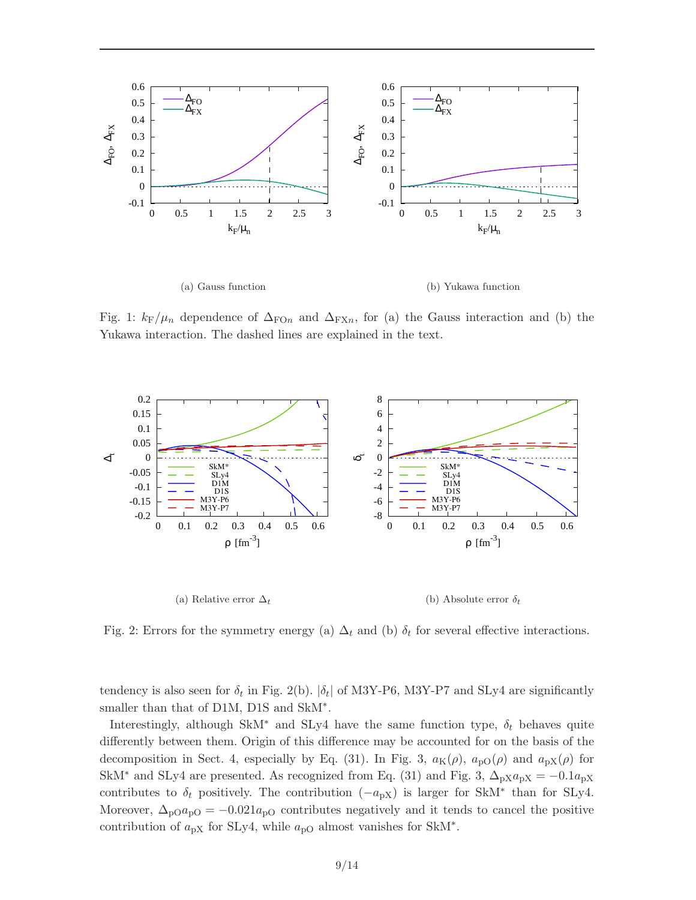(a) Gauss function

(b) Yukawa function

Fig. 1: $k_{\rm F}/\mu_n$ dependence of $\Delta_{{\rm FO}n}$ and $\Delta_{{\rm FX}n}$, for (a) the Gauss interaction and (b) the Yukawa interaction. The dashed lines are explained in the text.

(a) Relative error $\Delta_t$

(b) Absolute error $\delta_t$

Fig. 2: Errors for the symmetry energy (a) $\Delta_t$ and (b) $\delta_t$ for several effective interactions.

tendency is also seen for $\delta_t$ in Fig. 2(b). $|\delta_t|$ of M3Y-P6, M3Y-P7 and SLy4 are significantly smaller than that of D1M, D1S and SkM$^*$.

Interestingly, although SkM$^*$ and SLy4 have the same function type, $\delta_t$ behaves quite differently between them. Origin of this difference may be accounted for on the basis of the decomposition in Sect. 4, especially by Eq. (31). In Fig. 3, $a_{\rm K}(\rho)$, $a_{\rm pO}(\rho)$ and $a_{\rm pX}(\rho)$ for SkM$^*$ and SLy4 are presented. As recognized from Eq. (31) and Fig. 3, $\Delta_{\rm pX} a_{\rm pX} = -0.1 a_{\rm pX}$ contributes to $\delta_t$ positively. The contribution $(-a_{\rm pX})$ is larger for SkM$^*$ than for SLy4. Moreover, $\Delta_{\rm pO} a_{\rm pO} = -0.021 a_{\rm pO}$ contributes negatively and it tends to cancel the positive contribution of $a_{\rm pX}$ for SLy4, while $a_{\rm pO}$ almost vanishes for SkM$^*$.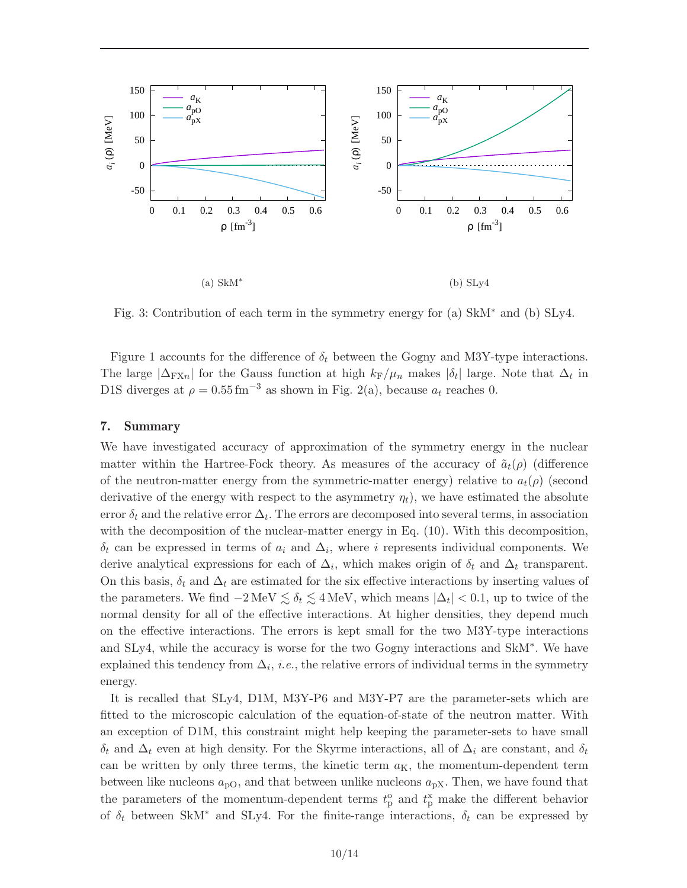(a) SkM*

(b) SLy4

Fig. 3: Contribution of each term in the symmetry energy for (a) SkM* and (b) SLy4.

Figure 1 accounts for the difference of $\delta_t$ between the Gogny and M3Y-type interactions. The large $|\Delta_{\mathrm{FX}n}|$ for the Gauss function at high $k_{\mathrm{F}}/\mu_n$ makes $|\delta_t|$ large. Note that $\Delta_t$ in D1S diverges at $\rho = 0.55\,\mathrm{fm}^{-3}$ as shown in Fig. 2(a), because $a_t$ reaches 0.

## 7. Summary

We have investigated accuracy of approximation of the symmetry energy in the nuclear matter within the Hartree-Fock theory. As measures of the accuracy of $\tilde{a}_t(\rho)$ (difference of the neutron-matter energy from the symmetric-matter energy) relative to $a_t(\rho)$ (second derivative of the energy with respect to the asymmetry $\eta_t$), we have estimated the absolute error $\delta_t$ and the relative error $\Delta_t$. The errors are decomposed into several terms, in association with the decomposition of the nuclear-matter energy in Eq. (10). With this decomposition, $\delta_t$ can be expressed in terms of $a_i$ and $\Delta_i$, where $i$ represents individual components. We derive analytical expressions for each of $\Delta_i$, which makes origin of $\delta_t$ and $\Delta_t$ transparent. On this basis, $\delta_t$ and $\Delta_t$ are estimated for the six effective interactions by inserting values of the parameters. We find $-2\,\mathrm{MeV} \lesssim \delta_t \lesssim 4\,\mathrm{MeV}$, which means $|\Delta_t| < 0.1$, up to twice of the normal density for all of the effective interactions. At higher densities, they depend much on the effective interactions. The errors is kept small for the two M3Y-type interactions and SLy4, while the accuracy is worse for the two Gogny interactions and SkM*. We have explained this tendency from $\Delta_i$, *i.e.*, the relative errors of individual terms in the symmetry energy.

It is recalled that SLy4, D1M, M3Y-P6 and M3Y-P7 are the parameter-sets which are fitted to the microscopic calculation of the equation-of-state of the neutron matter. With an exception of D1M, this constraint might help keeping the parameter-sets to have small $\delta_t$ and $\Delta_t$ even at high density. For the Skyrme interactions, all of $\Delta_i$ are constant, and $\delta_t$ can be written by only three terms, the kinetic term $a_{\mathrm{K}}$, the momentum-dependent term between like nucleons $a_{\mathrm{pO}}$, and that between unlike nucleons $a_{\mathrm{pX}}$. Then, we have found that the parameters of the momentum-dependent terms $t_{\mathrm{p}}^{\mathrm{o}}$ and $t_{\mathrm{p}}^{\mathrm{x}}$ make the different behavior of $\delta_t$ between SkM* and SLy4. For the finite-range interactions, $\delta_t$ can be expressed by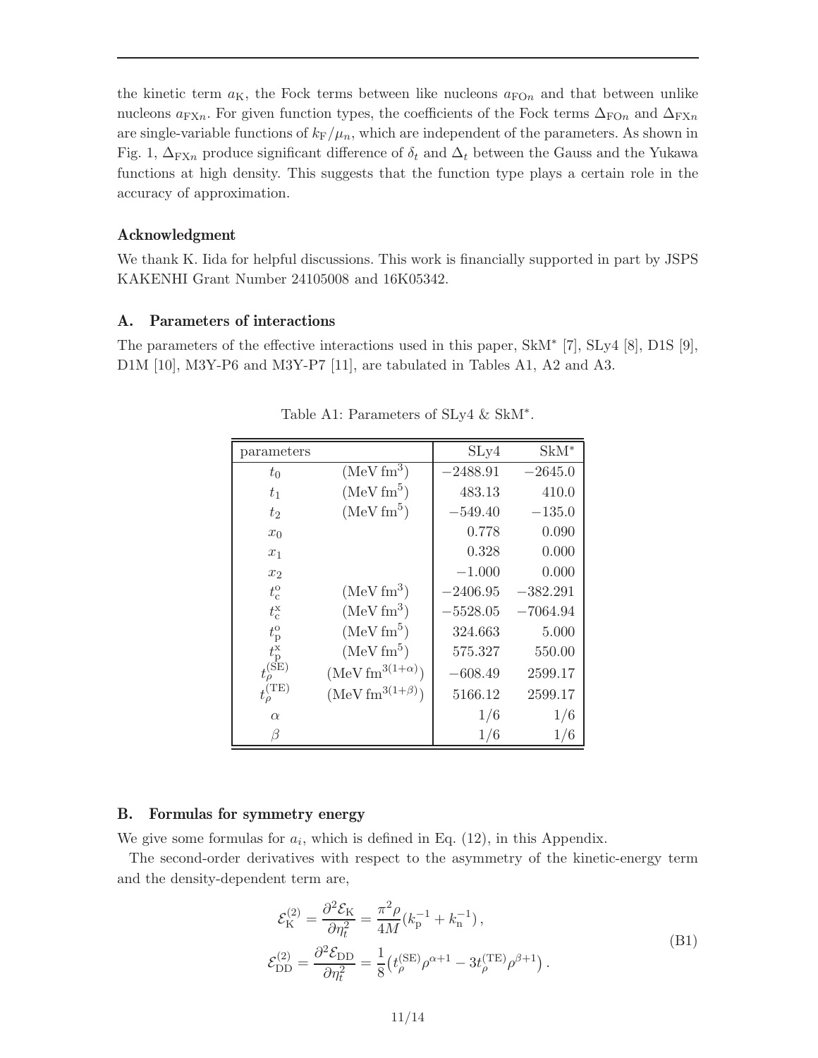the kinetic term $a_{\rm K}$, the Fock terms between like nucleons $a_{{\rm FO}n}$ and that between unlike nucleons $a_{{\rm FX}n}$. For given function types, the coefficients of the Fock terms $\Delta_{{\rm FO}n}$ and $\Delta_{{\rm FX}n}$ are single-variable functions of $k_{\rm F}/\mu_n$, which are independent of the parameters. As shown in Fig. 1, $\Delta_{{\rm FX}n}$ produce significant difference of $\delta_t$ and $\Delta_t$ between the Gauss and the Yukawa functions at high density. This suggests that the function type plays a certain role in the accuracy of approximation.

### Acknowledgment

We thank K. Iida for helpful discussions. This work is financially supported in part by JSPS KAKENHI Grant Number 24105008 and 16K05342.

## A. Parameters of interactions

The parameters of the effective interactions used in this paper, SkM* [7], SLy4 [8], D1S [9], D1M [10], M3Y-P6 and M3Y-P7 [11], are tabulated in Tables A1, A2 and A3.

Table A1: Parameters of SLy4 & SkM*.

| parameters | | SLy4 | SkM* |
|---|---|---|---|
| $t_0$ | (MeV fm$^3$) | $-2488.91$ | $-2645.0$ |
| $t_1$ | (MeV fm$^5$) | 483.13 | 410.0 |
| $t_2$ | (MeV fm$^5$) | $-549.40$ | $-135.0$ |
| $x_0$ | | 0.778 | 0.090 |
| $x_1$ | | 0.328 | 0.000 |
| $x_2$ | | $-1.000$ | 0.000 |
| $t_{\rm c}^{\rm o}$ | (MeV fm$^3$) | $-2406.95$ | $-382.291$ |
| $t_{\rm c}^{\rm x}$ | (MeV fm$^3$) | $-5528.05$ | $-7064.94$ |
| $t_{\rm p}^{\rm o}$ | (MeV fm$^5$) | 324.663 | 5.000 |
| $t_{\rm p}^{\rm x}$ | (MeV fm$^5$) | 575.327 | 550.00 |
| $t_\rho^{\rm (SE)}$ | (MeV fm$^{3(1+\alpha)}$) | $-608.49$ | 2599.17 |
| $t_\rho^{\rm (TE)}$ | (MeV fm$^{3(1+\beta)}$) | 5166.12 | 2599.17 |
| $\alpha$ | | 1/6 | 1/6 |
| $\beta$ | | 1/6 | 1/6 |

## B. Formulas for symmetry energy

We give some formulas for $a_i$, which is defined in Eq. (12), in this Appendix.

The second-order derivatives with respect to the asymmetry of the kinetic-energy term and the density-dependent term are,

$$
\begin{aligned}
\mathcal{E}_{\rm K}^{(2)} &= \frac{\partial^2 \mathcal{E}_{\rm K}}{\partial \eta_t^2} = \frac{\pi^2 \rho}{4M}\left(k_{\rm p}^{-1} + k_{\rm n}^{-1}\right), \\
\mathcal{E}_{\rm DD}^{(2)} &= \frac{\partial^2 \mathcal{E}_{\rm DD}}{\partial \eta_t^2} = \frac{1}{8}\left(t_\rho^{\rm (SE)} \rho^{\alpha+1} - 3 t_\rho^{\rm (TE)} \rho^{\beta+1}\right).
\end{aligned}
\tag{B1}
$$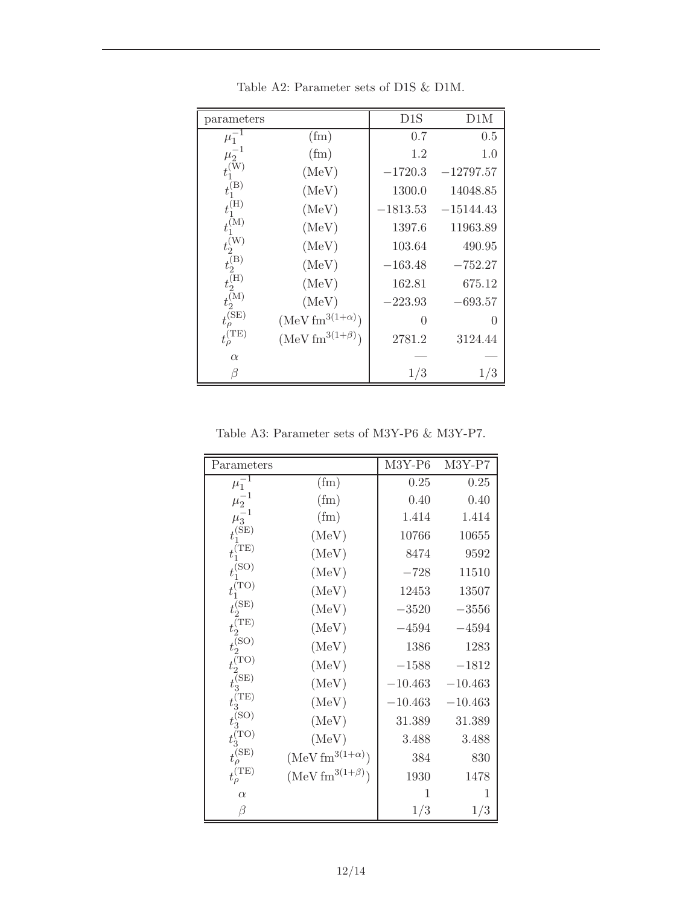Table A2: Parameter sets of D1S & D1M.

| parameters | | D1S | D1M |
|---|---|---|---|
| $\mu_1^{-1}$ | (fm) | 0.7 | 0.5 |
| $\mu_2^{-1}$ | (fm) | 1.2 | 1.0 |
| $t_1^{(\mathrm{W})}$ | (MeV) | $-1720.3$ | $-12797.57$ |
| $t_1^{(\mathrm{B})}$ | (MeV) | 1300.0 | 14048.85 |
| $t_1^{(\mathrm{H})}$ | (MeV) | $-1813.53$ | $-15144.43$ |
| $t_1^{(\mathrm{M})}$ | (MeV) | 1397.6 | 11963.89 |
| $t_2^{(\mathrm{W})}$ | (MeV) | 103.64 | 490.95 |
| $t_2^{(\mathrm{B})}$ | (MeV) | $-163.48$ | $-752.27$ |
| $t_2^{(\mathrm{H})}$ | (MeV) | 162.81 | 675.12 |
| $t_2^{(\mathrm{M})}$ | (MeV) | $-223.93$ | $-693.57$ |
| $t_\rho^{(\mathrm{SE})}$ | $(\mathrm{MeV\,fm}^{3(1+\alpha)})$ | 0 | 0 |
| $t_\rho^{(\mathrm{TE})}$ | $(\mathrm{MeV\,fm}^{3(1+\beta)})$ | 2781.2 | 3124.44 |
| $\alpha$ | | — | — |
| $\beta$ | | 1/3 | 1/3 |

Table A3: Parameter sets of M3Y-P6 & M3Y-P7.

| Parameters | | M3Y-P6 | M3Y-P7 |
|---|---|---|---|
| $\mu_1^{-1}$ | (fm) | 0.25 | 0.25 |
| $\mu_2^{-1}$ | (fm) | 0.40 | 0.40 |
| $\mu_3^{-1}$ | (fm) | 1.414 | 1.414 |
| $t_1^{(\mathrm{SE})}$ | (MeV) | 10766 | 10655 |
| $t_1^{(\mathrm{TE})}$ | (MeV) | 8474 | 9592 |
| $t_1^{(\mathrm{SO})}$ | (MeV) | $-728$ | 11510 |
| $t_1^{(\mathrm{TO})}$ | (MeV) | 12453 | 13507 |
| $t_2^{(\mathrm{SE})}$ | (MeV) | $-3520$ | $-3556$ |
| $t_2^{(\mathrm{TE})}$ | (MeV) | $-4594$ | $-4594$ |
| $t_2^{(\mathrm{SO})}$ | (MeV) | 1386 | 1283 |
| $t_2^{(\mathrm{TO})}$ | (MeV) | $-1588$ | $-1812$ |
| $t_3^{(\mathrm{SE})}$ | (MeV) | $-10.463$ | $-10.463$ |
| $t_3^{(\mathrm{TE})}$ | (MeV) | $-10.463$ | $-10.463$ |
| $t_3^{(\mathrm{SO})}$ | (MeV) | 31.389 | 31.389 |
| $t_3^{(\mathrm{TO})}$ | (MeV) | 3.488 | 3.488 |
| $t_\rho^{(\mathrm{SE})}$ | $(\mathrm{MeV\,fm}^{3(1+\alpha)})$ | 384 | 830 |
| $t_\rho^{(\mathrm{TE})}$ | $(\mathrm{MeV\,fm}^{3(1+\beta)})$ | 1930 | 1478 |
| $\alpha$ | | 1 | 1 |
| $\beta$ | | 1/3 | 1/3 |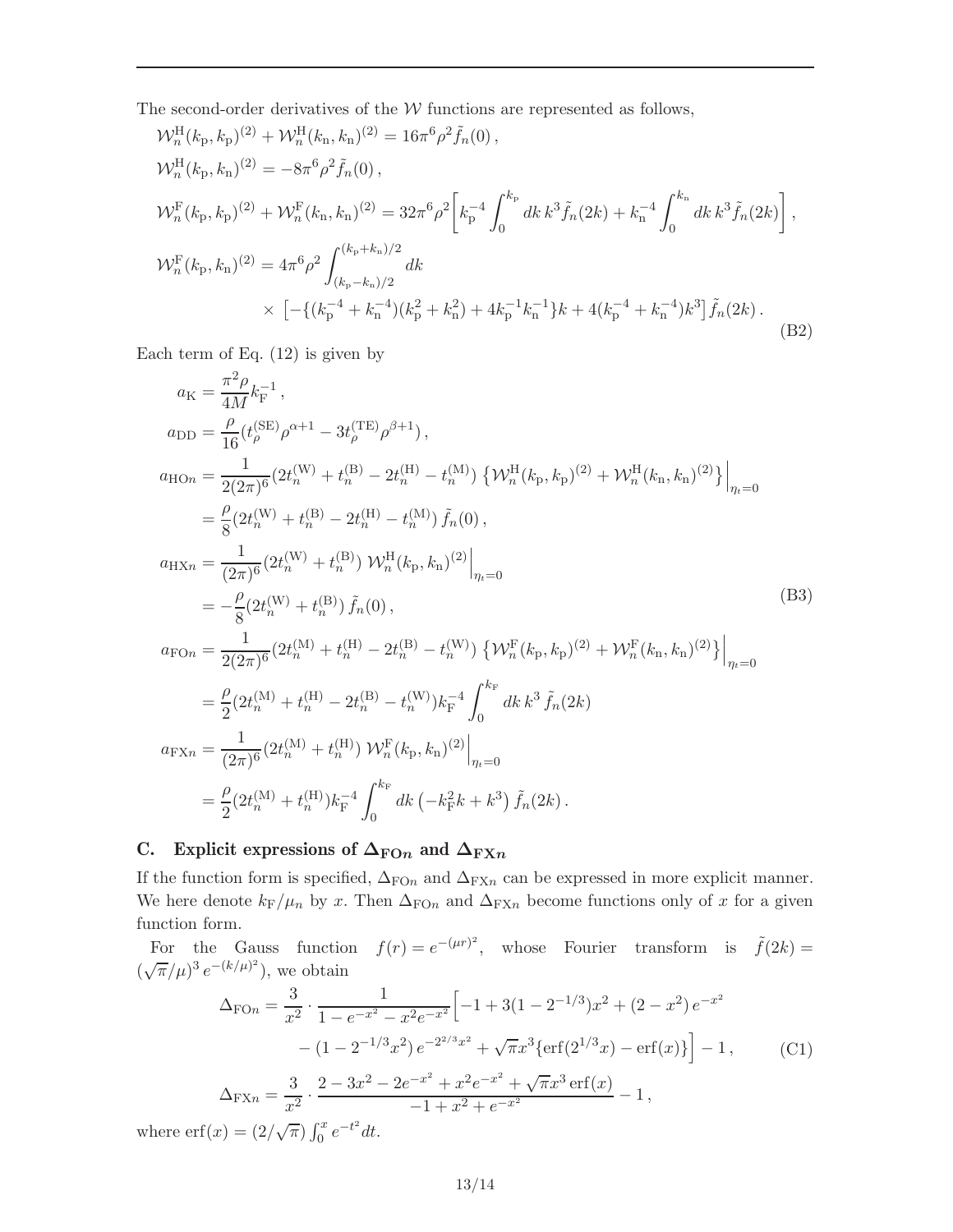The second-order derivatives of the $\mathcal{W}$ functions are represented as follows,

$$
\begin{aligned}
&\mathcal{W}^{\rm H}_n(k_{\rm p},k_{\rm p})^{(2)} + \mathcal{W}^{\rm H}_n(k_{\rm n},k_{\rm n})^{(2)} = 16\pi^6\rho^2\tilde{f}_n(0)\,,\\
&\mathcal{W}^{\rm H}_n(k_{\rm p},k_{\rm n})^{(2)} = -8\pi^6\rho^2\tilde{f}_n(0)\,,\\
&\mathcal{W}^{\rm F}_n(k_{\rm p},k_{\rm p})^{(2)} + \mathcal{W}^{\rm F}_n(k_{\rm n},k_{\rm n})^{(2)} = 32\pi^6\rho^2\left[k_{\rm p}^{-4}\int_0^{k_{\rm p}}dk\,k^3\tilde{f}_n(2k) + k_{\rm n}^{-4}\int_0^{k_{\rm n}}dk\,k^3\tilde{f}_n(2k)\right],\\
&\mathcal{W}^{\rm F}_n(k_{\rm p},k_{\rm n})^{(2)} = 4\pi^6\rho^2\int_{(k_{\rm p}-k_{\rm n})/2}^{(k_{\rm p}+k_{\rm n})/2}dk\\
&\qquad\qquad\times\left[-\{(k_{\rm p}^{-4}+k_{\rm n}^{-4})(k_{\rm p}^2+k_{\rm n}^2)+4k_{\rm p}^{-1}k_{\rm n}^{-1}\}k + 4(k_{\rm p}^{-4}+k_{\rm n}^{-4})k^3\right]\tilde{f}_n(2k)\,.
\end{aligned}
\tag{B2}
$$

Each term of Eq. (12) is given by

$$
\begin{aligned}
a_{\rm K} &= \frac{\pi^2\rho}{4M}k_{\rm F}^{-1}\,,\\
a_{\rm DD} &= \frac{\rho}{16}(t_\rho^{(\rm SE)}\rho^{\alpha+1} - 3t_\rho^{(\rm TE)}\rho^{\beta+1})\,,\\
a_{{\rm HO}n} &= \frac{1}{2(2\pi)^6}(2t_n^{(\rm W)}+t_n^{(\rm B)}-2t_n^{(\rm H)}-t_n^{(\rm M)})\left\{\mathcal{W}^{\rm H}_n(k_{\rm p},k_{\rm p})^{(2)}+\mathcal{W}^{\rm H}_n(k_{\rm n},k_{\rm n})^{(2)}\right\}\Big|_{\eta_t=0}\\
&= \frac{\rho}{8}(2t_n^{(\rm W)}+t_n^{(\rm B)}-2t_n^{(\rm H)}-t_n^{(\rm M)})\,\tilde{f}_n(0)\,,\\
a_{{\rm HX}n} &= \frac{1}{(2\pi)^6}(2t_n^{(\rm W)}+t_n^{(\rm B)})\,\mathcal{W}^{\rm H}_n(k_{\rm p},k_{\rm n})^{(2)}\Big|_{\eta_t=0}\\
&= -\frac{\rho}{8}(2t_n^{(\rm W)}+t_n^{(\rm B)})\,\tilde{f}_n(0)\,,\\
a_{{\rm FO}n} &= \frac{1}{2(2\pi)^6}(2t_n^{(\rm M)}+t_n^{(\rm H)}-2t_n^{(\rm B)}-t_n^{(\rm W)})\left\{\mathcal{W}^{\rm F}_n(k_{\rm p},k_{\rm p})^{(2)}+\mathcal{W}^{\rm F}_n(k_{\rm n},k_{\rm n})^{(2)}\right\}\Big|_{\eta_t=0}\\
&= \frac{\rho}{2}(2t_n^{(\rm M)}+t_n^{(\rm H)}-2t_n^{(\rm B)}-t_n^{(\rm W)})k_{\rm F}^{-4}\int_0^{k_{\rm F}}dk\,k^3\,\tilde{f}_n(2k)\\
a_{{\rm FX}n} &= \frac{1}{(2\pi)^6}(2t_n^{(\rm M)}+t_n^{(\rm H)})\,\mathcal{W}^{\rm F}_n(k_{\rm p},k_{\rm n})^{(2)}\Big|_{\eta_t=0}\\
&= \frac{\rho}{2}(2t_n^{(\rm M)}+t_n^{(\rm H)})k_{\rm F}^{-4}\int_0^{k_{\rm F}}dk\,\left(-k_{\rm F}^2k+k^3\right)\tilde{f}_n(2k)\,.
\end{aligned}
\tag{B3}
$$

## C. Explicit expressions of $\Delta_{{\rm FO}n}$ and $\Delta_{{\rm FX}n}$

If the function form is specified, $\Delta_{{\rm FO}n}$ and $\Delta_{{\rm FX}n}$ can be expressed in more explicit manner. We here denote $k_{\rm F}/\mu_n$ by $x$. Then $\Delta_{{\rm FO}n}$ and $\Delta_{{\rm FX}n}$ become functions only of $x$ for a given function form.

For the Gauss function $f(r) = e^{-(\mu r)^2}$, whose Fourier transform is $\tilde{f}(2k) = (\sqrt{\pi}/\mu)^3\,e^{-(k/\mu)^2})$, we obtain

$$
\begin{aligned}
\Delta_{{\rm FO}n} &= \frac{3}{x^2}\cdot\frac{1}{1-e^{-x^2}-x^2e^{-x^2}}\Big[-1+3(1-2^{-1/3})x^2+(2-x^2)\,e^{-x^2}\\
&\qquad -(1-2^{-1/3}x^2)\,e^{-2^{2/3}x^2}+\sqrt{\pi}x^3\{{\rm erf}(2^{1/3}x)-{\rm erf}(x)\}\Big]-1\,,
\end{aligned}
\tag{C1}
$$

$$
\Delta_{{\rm FX}n} = \frac{3}{x^2}\cdot\frac{2-3x^2-2e^{-x^2}+x^2e^{-x^2}+\sqrt{\pi}x^3\,{\rm erf}(x)}{-1+x^2+e^{-x^2}}-1\,,
$$

where ${\rm erf}(x) = (2/\sqrt{\pi})\int_0^x e^{-t^2}dt$.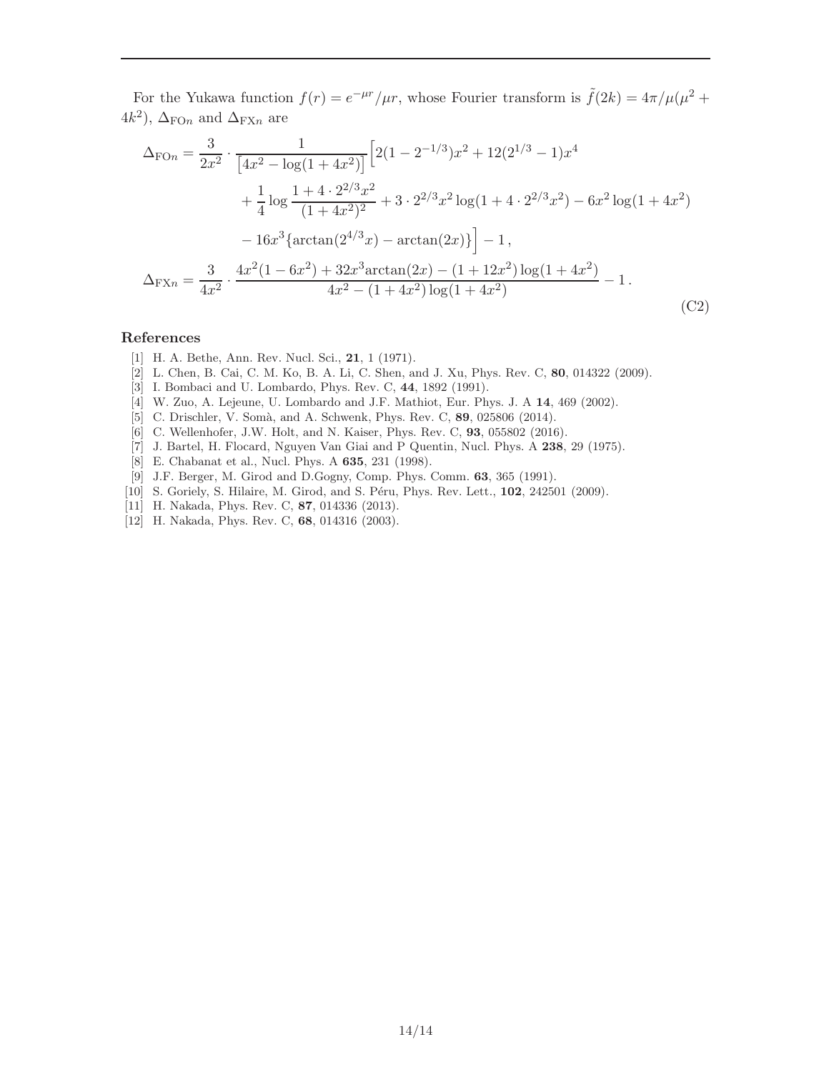For the Yukawa function $f(r) = e^{-\mu r}/\mu r$, whose Fourier transform is $\tilde{f}(2k) = 4\pi/\mu(\mu^2 + 4k^2)$, $\Delta_{\mathrm{FO}n}$ and $\Delta_{\mathrm{FX}n}$ are

$$
\begin{aligned}
\Delta_{\mathrm{FO}n} &= \frac{3}{2x^2} \cdot \frac{1}{\left[4x^2 - \log(1+4x^2)\right]} \Big[ 2(1-2^{-1/3})x^2 + 12(2^{1/3}-1)x^4 \\
&\qquad + \frac{1}{4}\log\frac{1+4\cdot 2^{2/3}x^2}{(1+4x^2)^2} + 3\cdot 2^{2/3}x^2 \log(1+4\cdot 2^{2/3}x^2) - 6x^2\log(1+4x^2) \\
&\qquad - 16x^3\{\arctan(2^{4/3}x) - \arctan(2x)\} \Big] - 1\,, \\
\Delta_{\mathrm{FX}n} &= \frac{3}{4x^2} \cdot \frac{4x^2(1-6x^2) + 32x^3 \arctan(2x) - (1+12x^2)\log(1+4x^2)}{4x^2 - (1+4x^2)\log(1+4x^2)} - 1\,.
\end{aligned}
\tag{C2}
$$

## References

[1] H. A. Bethe, Ann. Rev. Nucl. Sci., **21**, 1 (1971).

[2] L. Chen, B. Cai, C. M. Ko, B. A. Li, C. Shen, and J. Xu, Phys. Rev. C, **80**, 014322 (2009).

[3] I. Bombaci and U. Lombardo, Phys. Rev. C, **44**, 1892 (1991).

[4] W. Zuo, A. Lejeune, U. Lombardo and J.F. Mathiot, Eur. Phys. J. A **14**, 469 (2002).

[5] C. Drischler, V. Somà, and A. Schwenk, Phys. Rev. C, **89**, 025806 (2014).

[6] C. Wellenhofer, J.W. Holt, and N. Kaiser, Phys. Rev. C, **93**, 055802 (2016).

[7] J. Bartel, H. Flocard, Nguyen Van Giai and P Quentin, Nucl. Phys. A **238**, 29 (1975).

[8] E. Chabanat et al., Nucl. Phys. A **635**, 231 (1998).

[9] J.F. Berger, M. Girod and D.Gogny, Comp. Phys. Comm. **63**, 365 (1991).

[10] S. Goriely, S. Hilaire, M. Girod, and S. Péru, Phys. Rev. Lett., **102**, 242501 (2009).

[11] H. Nakada, Phys. Rev. C, **87**, 014336 (2013).

[12] H. Nakada, Phys. Rev. C, **68**, 014316 (2003).